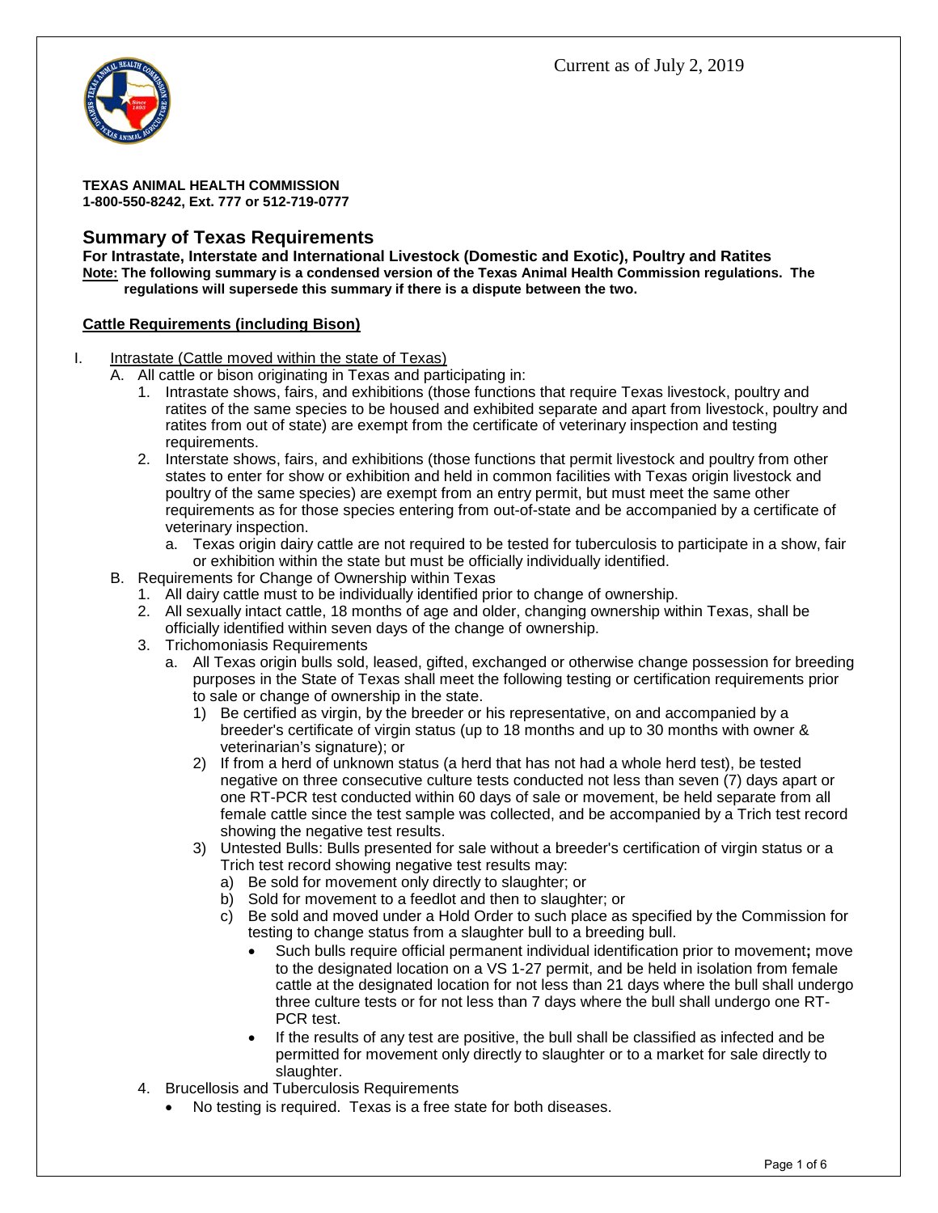Current as of July 2, 2019

**TEXAS ANIMAL HEALTH COMMISSION**
**1-800-550-8242, Ext. 777 or 512-719-0777**

## Summary of Texas Requirements

**For Intrastate, Interstate and International Livestock (Domestic and Exotic), Poultry and Ratites**

**Note: The following summary is a condensed version of the Texas Animal Health Commission regulations. The regulations will supersede this summary if there is a dispute between the two.**

### Cattle Requirements (including Bison)

I. Intrastate (Cattle moved within the state of Texas)

A. All cattle or bison originating in Texas and participating in:

1. Intrastate shows, fairs, and exhibitions (those functions that require Texas livestock, poultry and ratites of the same species to be housed and exhibited separate and apart from livestock, poultry and ratites from out of state) are exempt from the certificate of veterinary inspection and testing requirements.
2. Interstate shows, fairs, and exhibitions (those functions that permit livestock and poultry from other states to enter for show or exhibition and held in common facilities with Texas origin livestock and poultry of the same species) are exempt from an entry permit, but must meet the same other requirements as for those species entering from out-of-state and be accompanied by a certificate of veterinary inspection.
   a. Texas origin dairy cattle are not required to be tested for tuberculosis to participate in a show, fair or exhibition within the state but must be officially individually identified.

B. Requirements for Change of Ownership within Texas

1. All dairy cattle must to be individually identified prior to change of ownership.
2. All sexually intact cattle, 18 months of age and older, changing ownership within Texas, shall be officially identified within seven days of the change of ownership.
3. Trichomoniasis Requirements
   a. All Texas origin bulls sold, leased, gifted, exchanged or otherwise change possession for breeding purposes in the State of Texas shall meet the following testing or certification requirements prior to sale or change of ownership in the state.
      1) Be certified as virgin, by the breeder or his representative, on and accompanied by a breeder's certificate of virgin status (up to 18 months and up to 30 months with owner & veterinarian's signature); or
      2) If from a herd of unknown status (a herd that has not had a whole herd test), be tested negative on three consecutive culture tests conducted not less than seven (7) days apart or one RT-PCR test conducted within 60 days of sale or movement, be held separate from all female cattle since the test sample was collected, and be accompanied by a Trich test record showing the negative test results.
      3) Untested Bulls: Bulls presented for sale without a breeder's certification of virgin status or a Trich test record showing negative test results may:
         a) Be sold for movement only directly to slaughter; or
         b) Sold for movement to a feedlot and then to slaughter; or
         c) Be sold and moved under a Hold Order to such place as specified by the Commission for testing to change status from a slaughter bull to a breeding bull.
            - Such bulls require official permanent individual identification prior to movement**;** move to the designated location on a VS 1-27 permit, and be held in isolation from female cattle at the designated location for not less than 21 days where the bull shall undergo three culture tests or for not less than 7 days where the bull shall undergo one RT-PCR test.
            - If the results of any test are positive, the bull shall be classified as infected and be permitted for movement only directly to slaughter or to a market for sale directly to slaughter.
4. Brucellosis and Tuberculosis Requirements
   - No testing is required. Texas is a free state for both diseases.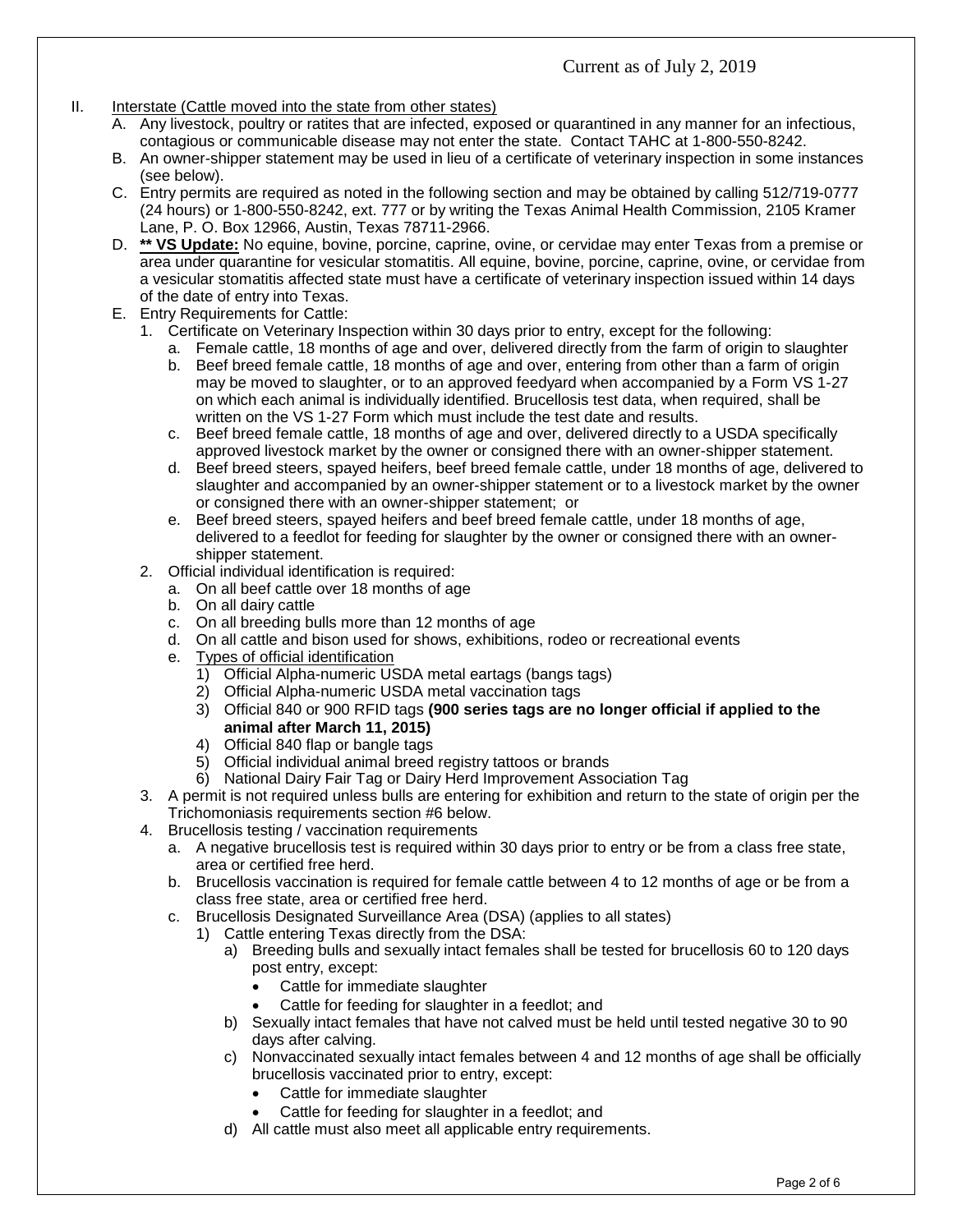Current as of July 2, 2019

II. Interstate (Cattle moved into the state from other states)

A. Any livestock, poultry or ratites that are infected, exposed or quarantined in any manner for an infectious, contagious or communicable disease may not enter the state. Contact TAHC at 1-800-550-8242.

B. An owner-shipper statement may be used in lieu of a certificate of veterinary inspection in some instances (see below).

C. Entry permits are required as noted in the following section and may be obtained by calling 512/719-0777 (24 hours) or 1-800-550-8242, ext. 777 or by writing the Texas Animal Health Commission, 2105 Kramer Lane, P. O. Box 12966, Austin, Texas 78711-2966.

D. **\*\* VS Update:** No equine, bovine, porcine, caprine, ovine, or cervidae may enter Texas from a premise or area under quarantine for vesicular stomatitis. All equine, bovine, porcine, caprine, ovine, or cervidae from a vesicular stomatitis affected state must have a certificate of veterinary inspection issued within 14 days of the date of entry into Texas.

E. Entry Requirements for Cattle:

1. Certificate on Veterinary Inspection within 30 days prior to entry, except for the following:
   - a. Female cattle, 18 months of age and over, delivered directly from the farm of origin to slaughter
   - b. Beef breed female cattle, 18 months of age and over, entering from other than a farm of origin may be moved to slaughter, or to an approved feedyard when accompanied by a Form VS 1-27 on which each animal is individually identified. Brucellosis test data, when required, shall be written on the VS 1-27 Form which must include the test date and results.
   - c. Beef breed female cattle, 18 months of age and over, delivered directly to a USDA specifically approved livestock market by the owner or consigned there with an owner-shipper statement.
   - d. Beef breed steers, spayed heifers, beef breed female cattle, under 18 months of age, delivered to slaughter and accompanied by an owner-shipper statement or to a livestock market by the owner or consigned there with an owner-shipper statement; or
   - e. Beef breed steers, spayed heifers and beef breed female cattle, under 18 months of age, delivered to a feedlot for feeding for slaughter by the owner or consigned there with an owner-shipper statement.
2. Official individual identification is required:
   - a. On all beef cattle over 18 months of age
   - b. On all dairy cattle
   - c. On all breeding bulls more than 12 months of age
   - d. On all cattle and bison used for shows, exhibitions, rodeo or recreational events
   - e. Types of official identification
     1) Official Alpha-numeric USDA metal eartags (bangs tags)
     2) Official Alpha-numeric USDA metal vaccination tags
     3) Official 840 or 900 RFID tags **(900 series tags are no longer official if applied to the animal after March 11, 2015)**
     4) Official 840 flap or bangle tags
     5) Official individual animal breed registry tattoos or brands
     6) National Dairy Fair Tag or Dairy Herd Improvement Association Tag
3. A permit is not required unless bulls are entering for exhibition and return to the state of origin per the Trichomoniasis requirements section #6 below.
4. Brucellosis testing / vaccination requirements
   - a. A negative brucellosis test is required within 30 days prior to entry or be from a class free state, area or certified free herd.
   - b. Brucellosis vaccination is required for female cattle between 4 to 12 months of age or be from a class free state, area or certified free herd.
   - c. Brucellosis Designated Surveillance Area (DSA) (applies to all states)
     1) Cattle entering Texas directly from the DSA:
        - a) Breeding bulls and sexually intact females shall be tested for brucellosis 60 to 120 days post entry, except:
          - Cattle for immediate slaughter
          - Cattle for feeding for slaughter in a feedlot; and
        - b) Sexually intact females that have not calved must be held until tested negative 30 to 90 days after calving.
        - c) Nonvaccinated sexually intact females between 4 and 12 months of age shall be officially brucellosis vaccinated prior to entry, except:
          - Cattle for immediate slaughter
          - Cattle for feeding for slaughter in a feedlot; and
        - d) All cattle must also meet all applicable entry requirements.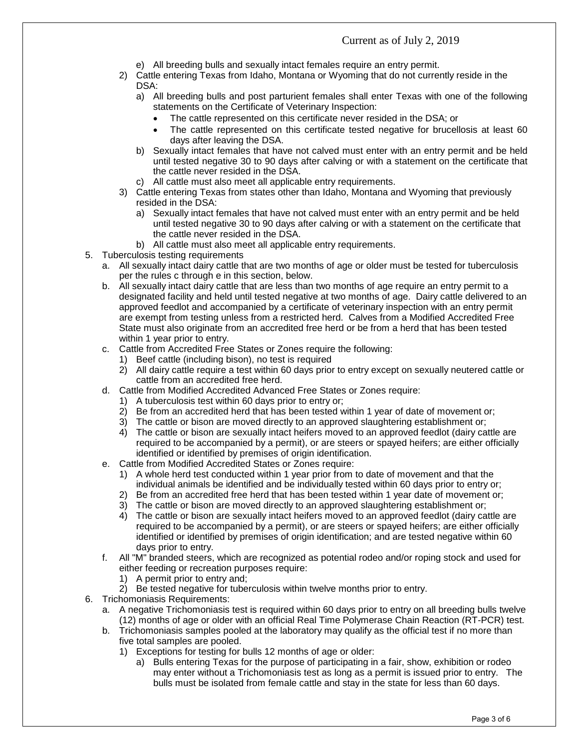e) All breeding bulls and sexually intact females require an entry permit.

2) Cattle entering Texas from Idaho, Montana or Wyoming that do not currently reside in the DSA:
   a) All breeding bulls and post parturient females shall enter Texas with one of the following statements on the Certificate of Veterinary Inspection:
      - The cattle represented on this certificate never resided in the DSA; or
      - The cattle represented on this certificate tested negative for brucellosis at least 60 days after leaving the DSA.
   b) Sexually intact females that have not calved must enter with an entry permit and be held until tested negative 30 to 90 days after calving or with a statement on the certificate that the cattle never resided in the DSA.
   c) All cattle must also meet all applicable entry requirements.

3) Cattle entering Texas from states other than Idaho, Montana and Wyoming that previously resided in the DSA:
   a) Sexually intact females that have not calved must enter with an entry permit and be held until tested negative 30 to 90 days after calving or with a statement on the certificate that the cattle never resided in the DSA.
   b) All cattle must also meet all applicable entry requirements.

5. Tuberculosis testing requirements
   a. All sexually intact dairy cattle that are two months of age or older must be tested for tuberculosis per the rules c through e in this section, below.
   b. All sexually intact dairy cattle that are less than two months of age require an entry permit to a designated facility and held until tested negative at two months of age. Dairy cattle delivered to an approved feedlot and accompanied by a certificate of veterinary inspection with an entry permit are exempt from testing unless from a restricted herd. Calves from a Modified Accredited Free State must also originate from an accredited free herd or be from a herd that has been tested within 1 year prior to entry.
   c. Cattle from Accredited Free States or Zones require the following:
      1) Beef cattle (including bison), no test is required
      2) All dairy cattle require a test within 60 days prior to entry except on sexually neutered cattle or cattle from an accredited free herd.
   d. Cattle from Modified Accredited Advanced Free States or Zones require:
      1) A tuberculosis test within 60 days prior to entry or;
      2) Be from an accredited herd that has been tested within 1 year of date of movement or;
      3) The cattle or bison are moved directly to an approved slaughtering establishment or;
      4) The cattle or bison are sexually intact heifers moved to an approved feedlot (dairy cattle are required to be accompanied by a permit), or are steers or spayed heifers; are either officially identified or identified by premises of origin identification.
   e. Cattle from Modified Accredited States or Zones require:
      1) A whole herd test conducted within 1 year prior from to date of movement and that the individual animals be identified and be individually tested within 60 days prior to entry or;
      2) Be from an accredited free herd that has been tested within 1 year date of movement or;
      3) The cattle or bison are moved directly to an approved slaughtering establishment or;
      4) The cattle or bison are sexually intact heifers moved to an approved feedlot (dairy cattle are required to be accompanied by a permit), or are steers or spayed heifers; are either officially identified or identified by premises of origin identification; and are tested negative within 60 days prior to entry.
   f. All "M" branded steers, which are recognized as potential rodeo and/or roping stock and used for either feeding or recreation purposes require:
      1) A permit prior to entry and;
      2) Be tested negative for tuberculosis within twelve months prior to entry.

6. Trichomoniasis Requirements:
   a. A negative Trichomoniasis test is required within 60 days prior to entry on all breeding bulls twelve (12) months of age or older with an official Real Time Polymerase Chain Reaction (RT-PCR) test.
   b. Trichomoniasis samples pooled at the laboratory may qualify as the official test if no more than five total samples are pooled.
      1) Exceptions for testing for bulls 12 months of age or older:
         a) Bulls entering Texas for the purpose of participating in a fair, show, exhibition or rodeo may enter without a Trichomoniasis test as long as a permit is issued prior to entry. The bulls must be isolated from female cattle and stay in the state for less than 60 days.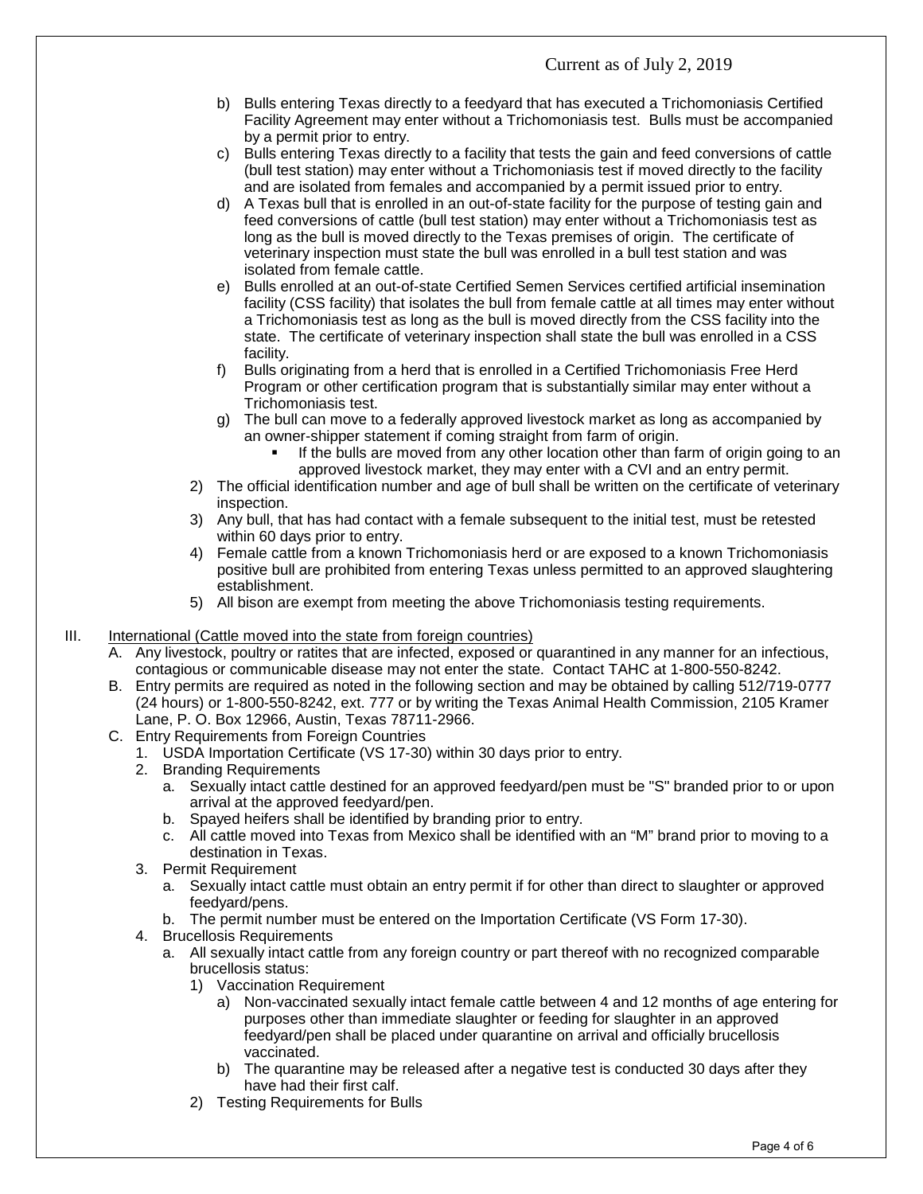b) Bulls entering Texas directly to a feedyard that has executed a Trichomoniasis Certified Facility Agreement may enter without a Trichomoniasis test. Bulls must be accompanied by a permit prior to entry.

c) Bulls entering Texas directly to a facility that tests the gain and feed conversions of cattle (bull test station) may enter without a Trichomoniasis test if moved directly to the facility and are isolated from females and accompanied by a permit issued prior to entry.

d) A Texas bull that is enrolled in an out-of-state facility for the purpose of testing gain and feed conversions of cattle (bull test station) may enter without a Trichomoniasis test as long as the bull is moved directly to the Texas premises of origin. The certificate of veterinary inspection must state the bull was enrolled in a bull test station and was isolated from female cattle.

e) Bulls enrolled at an out-of-state Certified Semen Services certified artificial insemination facility (CSS facility) that isolates the bull from female cattle at all times may enter without a Trichomoniasis test as long as the bull is moved directly from the CSS facility into the state. The certificate of veterinary inspection shall state the bull was enrolled in a CSS facility.

f) Bulls originating from a herd that is enrolled in a Certified Trichomoniasis Free Herd Program or other certification program that is substantially similar may enter without a Trichomoniasis test.

g) The bull can move to a federally approved livestock market as long as accompanied by an owner-shipper statement if coming straight from farm of origin.
   - If the bulls are moved from any other location other than farm of origin going to an approved livestock market, they may enter with a CVI and an entry permit.

2) The official identification number and age of bull shall be written on the certificate of veterinary inspection.

3) Any bull, that has had contact with a female subsequent to the initial test, must be retested within 60 days prior to entry.

4) Female cattle from a known Trichomoniasis herd or are exposed to a known Trichomoniasis positive bull are prohibited from entering Texas unless permitted to an approved slaughtering establishment.

5) All bison are exempt from meeting the above Trichomoniasis testing requirements.

III. International (Cattle moved into the state from foreign countries)

A. Any livestock, poultry or ratites that are infected, exposed or quarantined in any manner for an infectious, contagious or communicable disease may not enter the state. Contact TAHC at 1-800-550-8242.

B. Entry permits are required as noted in the following section and may be obtained by calling 512/719-0777 (24 hours) or 1-800-550-8242, ext. 777 or by writing the Texas Animal Health Commission, 2105 Kramer Lane, P. O. Box 12966, Austin, Texas 78711-2966.

C. Entry Requirements from Foreign Countries

1. USDA Importation Certificate (VS 17-30) within 30 days prior to entry.

2. Branding Requirements
   a. Sexually intact cattle destined for an approved feedyard/pen must be "S" branded prior to or upon arrival at the approved feedyard/pen.
   b. Spayed heifers shall be identified by branding prior to entry.
   c. All cattle moved into Texas from Mexico shall be identified with an "M" brand prior to moving to a destination in Texas.

3. Permit Requirement
   a. Sexually intact cattle must obtain an entry permit if for other than direct to slaughter or approved feedyard/pens.
   b. The permit number must be entered on the Importation Certificate (VS Form 17-30).

4. Brucellosis Requirements
   a. All sexually intact cattle from any foreign country or part thereof with no recognized comparable brucellosis status:
      1) Vaccination Requirement
         a) Non-vaccinated sexually intact female cattle between 4 and 12 months of age entering for purposes other than immediate slaughter or feeding for slaughter in an approved feedyard/pen shall be placed under quarantine on arrival and officially brucellosis vaccinated.
         b) The quarantine may be released after a negative test is conducted 30 days after they have had their first calf.
      2) Testing Requirements for Bulls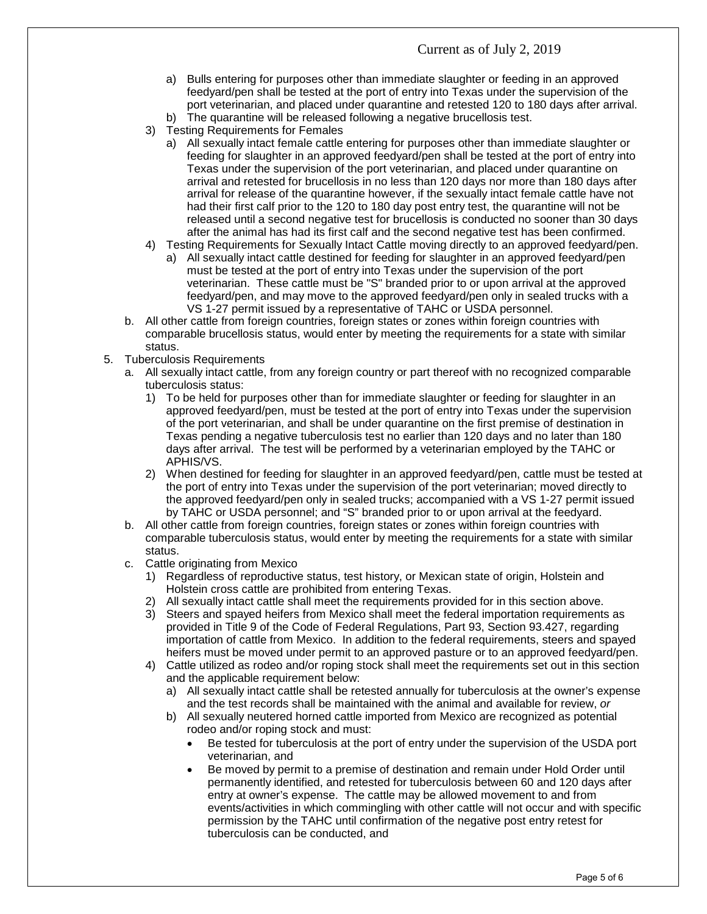- a) Bulls entering for purposes other than immediate slaughter or feeding in an approved feedyard/pen shall be tested at the port of entry into Texas under the supervision of the port veterinarian, and placed under quarantine and retested 120 to 180 days after arrival.
- b) The quarantine will be released following a negative brucellosis test.

3) Testing Requirements for Females
   - a) All sexually intact female cattle entering for purposes other than immediate slaughter or feeding for slaughter in an approved feedyard/pen shall be tested at the port of entry into Texas under the supervision of the port veterinarian, and placed under quarantine on arrival and retested for brucellosis in no less than 120 days nor more than 180 days after arrival for release of the quarantine however, if the sexually intact female cattle have not had their first calf prior to the 120 to 180 day post entry test, the quarantine will not be released until a second negative test for brucellosis is conducted no sooner than 30 days after the animal has had its first calf and the second negative test has been confirmed.

4) Testing Requirements for Sexually Intact Cattle moving directly to an approved feedyard/pen.
   - a) All sexually intact cattle destined for feeding for slaughter in an approved feedyard/pen must be tested at the port of entry into Texas under the supervision of the port veterinarian. These cattle must be "S" branded prior to or upon arrival at the approved feedyard/pen, and may move to the approved feedyard/pen only in sealed trucks with a VS 1-27 permit issued by a representative of TAHC or USDA personnel.

b. All other cattle from foreign countries, foreign states or zones within foreign countries with comparable brucellosis status, would enter by meeting the requirements for a state with similar status.

5. Tuberculosis Requirements
   - a. All sexually intact cattle, from any foreign country or part thereof with no recognized comparable tuberculosis status:
     1) To be held for purposes other than for immediate slaughter or feeding for slaughter in an approved feedyard/pen, must be tested at the port of entry into Texas under the supervision of the port veterinarian, and shall be under quarantine on the first premise of destination in Texas pending a negative tuberculosis test no earlier than 120 days and no later than 180 days after arrival. The test will be performed by a veterinarian employed by the TAHC or APHIS/VS.
     2) When destined for feeding for slaughter in an approved feedyard/pen, cattle must be tested at the port of entry into Texas under the supervision of the port veterinarian; moved directly to the approved feedyard/pen only in sealed trucks; accompanied with a VS 1-27 permit issued by TAHC or USDA personnel; and "S" branded prior to or upon arrival at the feedyard.
   - b. All other cattle from foreign countries, foreign states or zones within foreign countries with comparable tuberculosis status, would enter by meeting the requirements for a state with similar status.
   - c. Cattle originating from Mexico
     1) Regardless of reproductive status, test history, or Mexican state of origin, Holstein and Holstein cross cattle are prohibited from entering Texas.
     2) All sexually intact cattle shall meet the requirements provided for in this section above.
     3) Steers and spayed heifers from Mexico shall meet the federal importation requirements as provided in Title 9 of the Code of Federal Regulations, Part 93, Section 93.427, regarding importation of cattle from Mexico. In addition to the federal requirements, steers and spayed heifers must be moved under permit to an approved pasture or to an approved feedyard/pen.
     4) Cattle utilized as rodeo and/or roping stock shall meet the requirements set out in this section and the applicable requirement below:
        - a) All sexually intact cattle shall be retested annually for tuberculosis at the owner's expense and the test records shall be maintained with the animal and available for review, *or*
        - b) All sexually neutered horned cattle imported from Mexico are recognized as potential rodeo and/or roping stock and must:
          - Be tested for tuberculosis at the port of entry under the supervision of the USDA port veterinarian, and
          - Be moved by permit to a premise of destination and remain under Hold Order until permanently identified, and retested for tuberculosis between 60 and 120 days after entry at owner's expense. The cattle may be allowed movement to and from events/activities in which commingling with other cattle will not occur and with specific permission by the TAHC until confirmation of the negative post entry retest for tuberculosis can be conducted, and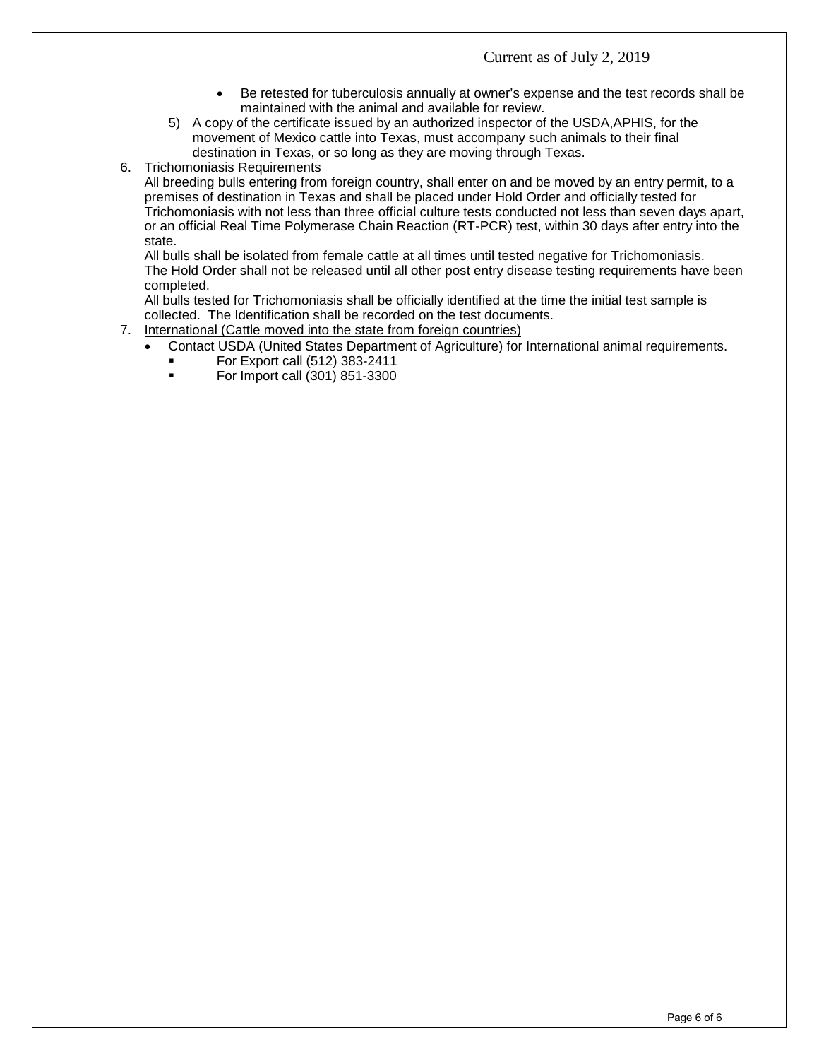- Be retested for tuberculosis annually at owner's expense and the test records shall be maintained with the animal and available for review.

5) A copy of the certificate issued by an authorized inspector of the USDA,APHIS, for the movement of Mexico cattle into Texas, must accompany such animals to their final destination in Texas, or so long as they are moving through Texas.

6. Trichomoniasis Requirements

   All breeding bulls entering from foreign country, shall enter on and be moved by an entry permit, to a premises of destination in Texas and shall be placed under Hold Order and officially tested for Trichomoniasis with not less than three official culture tests conducted not less than seven days apart, or an official Real Time Polymerase Chain Reaction (RT-PCR) test, within 30 days after entry into the state.

   All bulls shall be isolated from female cattle at all times until tested negative for Trichomoniasis.

   The Hold Order shall not be released until all other post entry disease testing requirements have been completed.

   All bulls tested for Trichomoniasis shall be officially identified at the time the initial test sample is collected. The Identification shall be recorded on the test documents.

7. International (Cattle moved into the state from foreign countries)
   - Contact USDA (United States Department of Agriculture) for International animal requirements.
     - For Export call (512) 383-2411
     - For Import call (301) 851-3300